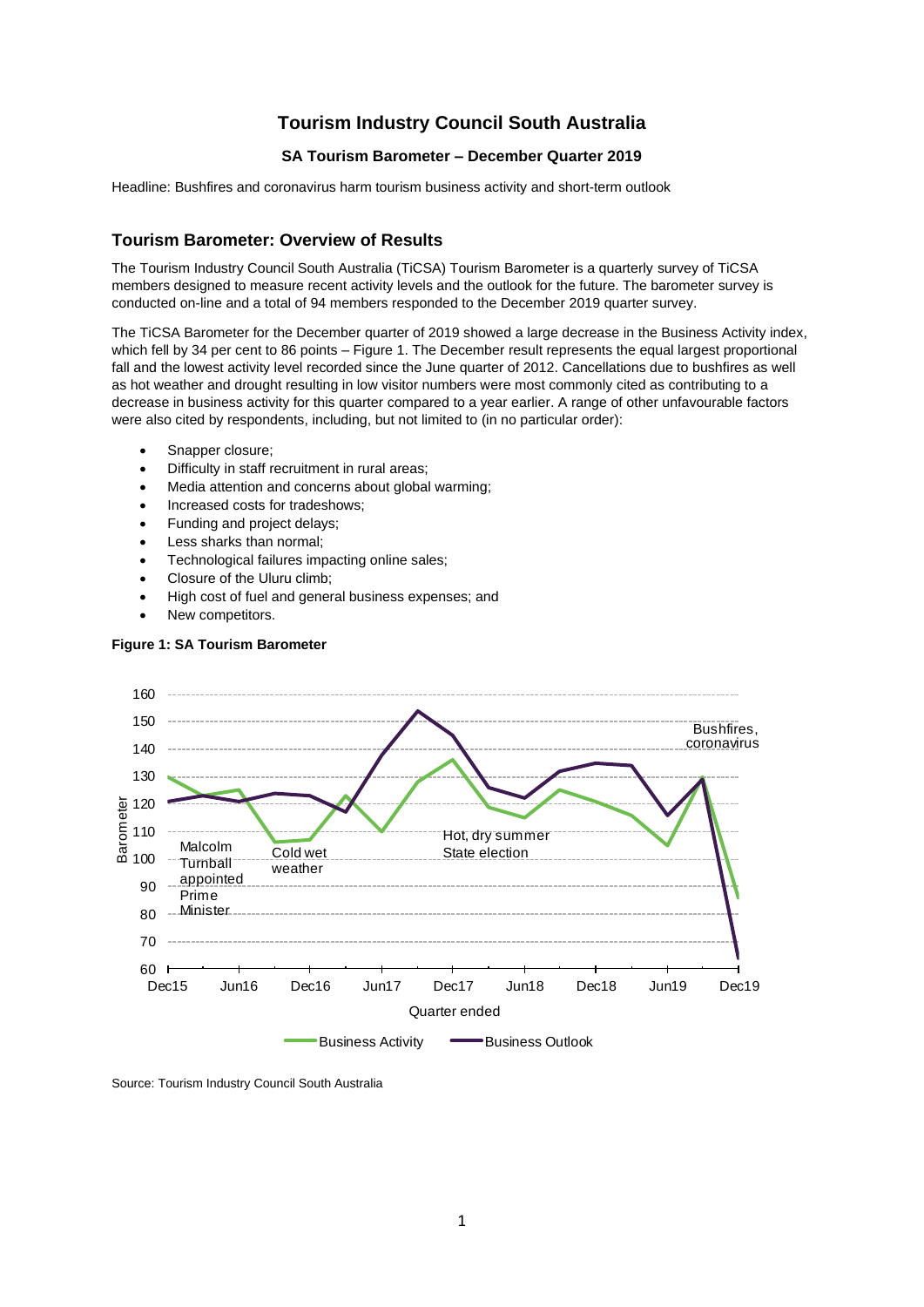# Tourism Industry Council South Australia

### SA Tourism Barometer – December Quarter 2019

Headline: Bushfires and coronavirus harm tourism business activity and short-term outlook

## Tourism Barometer: Overview of Results

The Tourism Industry Council South Australia (TiCSA) Tourism Barometer is a quarterly survey of TiCSA members designed to measure recent activity levels and the outlook for the future. The barometer survey is conducted on-line and a total of 94 members responded to the December 2019 quarter survey.

The TiCSA Barometer for the December quarter of 2019 showed a large decrease in the Business Activity index, which fell by 34 per cent to 86 points – Figure 1. The December result represents the equal largest proportional fall and the lowest activity level recorded since the June quarter of 2012. Cancellations due to bushfires as well as hot weather and drought resulting in low visitor numbers were most commonly cited as contributing to a decrease in business activity for this quarter compared to a year earlier. A range of other unfavourable factors were also cited by respondents, including, but not limited to (in no particular order):

- Snapper closure;
- Difficulty in staff recruitment in rural areas;
- Media attention and concerns about global warming;
- Increased costs for tradeshows;
- Funding and project delays;
- Less sharks than normal;
- Technological failures impacting online sales;
- Closure of the Uluru climb;
- High cost of fuel and general business expenses; and
- New competitors.

**Figure 1: SA Tourism Barometer**

Source: Tourism Industry Council South Australia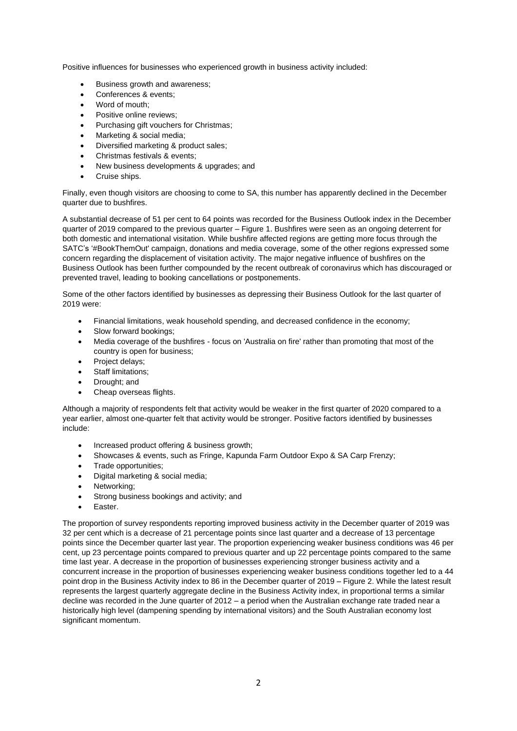Positive influences for businesses who experienced growth in business activity included:

- Business growth and awareness;
- Conferences & events;
- Word of mouth;
- Positive online reviews;
- Purchasing gift vouchers for Christmas;
- Marketing & social media;
- Diversified marketing & product sales;
- Christmas festivals & events;
- New business developments & upgrades; and
- Cruise ships.

Finally, even though visitors are choosing to come to SA, this number has apparently declined in the December quarter due to bushfires.

A substantial decrease of 51 per cent to 64 points was recorded for the Business Outlook index in the December quarter of 2019 compared to the previous quarter – Figure 1. Bushfires were seen as an ongoing deterrent for both domestic and international visitation. While bushfire affected regions are getting more focus through the SATC's '#BookThemOut' campaign, donations and media coverage, some of the other regions expressed some concern regarding the displacement of visitation activity. The major negative influence of bushfires on the Business Outlook has been further compounded by the recent outbreak of coronavirus which has discouraged or prevented travel, leading to booking cancellations or postponements.

Some of the other factors identified by businesses as depressing their Business Outlook for the last quarter of 2019 were:

- Financial limitations, weak household spending, and decreased confidence in the economy;
- Slow forward bookings;
- Media coverage of the bushfires - focus on 'Australia on fire' rather than promoting that most of the country is open for business;
- Project delays;
- Staff limitations;
- Drought; and
- Cheap overseas flights.

Although a majority of respondents felt that activity would be weaker in the first quarter of 2020 compared to a year earlier, almost one-quarter felt that activity would be stronger. Positive factors identified by businesses include:

- Increased product offering & business growth;
- Showcases & events, such as Fringe, Kapunda Farm Outdoor Expo & SA Carp Frenzy;
- Trade opportunities;
- Digital marketing & social media;
- Networking;
- Strong business bookings and activity; and
- Easter.

The proportion of survey respondents reporting improved business activity in the December quarter of 2019 was 32 per cent which is a decrease of 21 percentage points since last quarter and a decrease of 13 percentage points since the December quarter last year. The proportion experiencing weaker business conditions was 46 per cent, up 23 percentage points compared to previous quarter and up 22 percentage points compared to the same time last year. A decrease in the proportion of businesses experiencing stronger business activity and a concurrent increase in the proportion of businesses experiencing weaker business conditions together led to a 44 point drop in the Business Activity index to 86 in the December quarter of 2019 – Figure 2. While the latest result represents the largest quarterly aggregate decline in the Business Activity index, in proportional terms a similar decline was recorded in the June quarter of 2012 – a period when the Australian exchange rate traded near a historically high level (dampening spending by international visitors) and the South Australian economy lost significant momentum.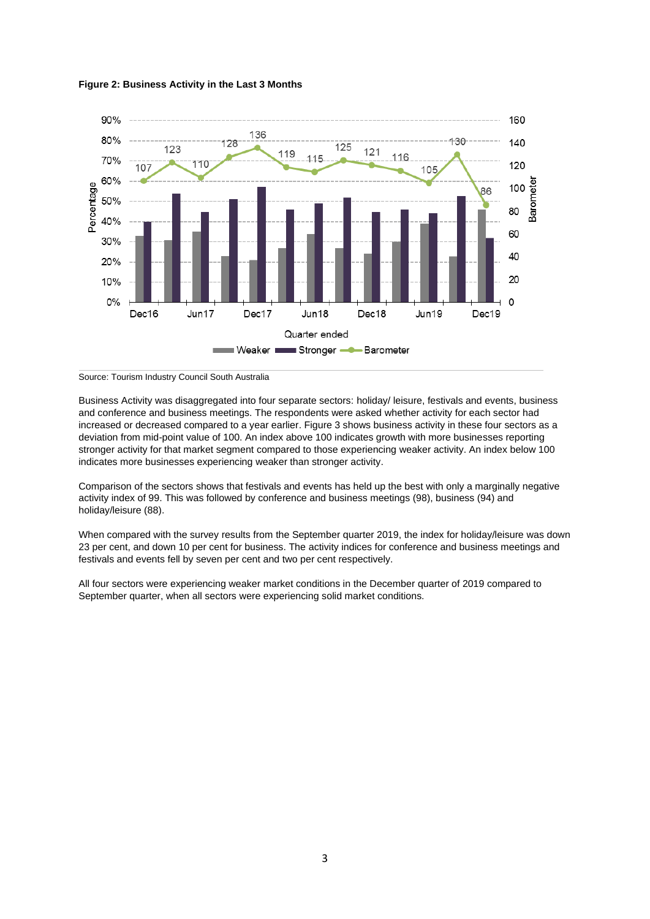**Figure 2: Business Activity in the Last 3 Months**

Source: Tourism Industry Council South Australia

Business Activity was disaggregated into four separate sectors: holiday/ leisure, festivals and events, business and conference and business meetings. The respondents were asked whether activity for each sector had increased or decreased compared to a year earlier. Figure 3 shows business activity in these four sectors as a deviation from mid-point value of 100. An index above 100 indicates growth with more businesses reporting stronger activity for that market segment compared to those experiencing weaker activity. An index below 100 indicates more businesses experiencing weaker than stronger activity.

Comparison of the sectors shows that festivals and events has held up the best with only a marginally negative activity index of 99. This was followed by conference and business meetings (98), business (94) and holiday/leisure (88).

When compared with the survey results from the September quarter 2019, the index for holiday/leisure was down 23 per cent, and down 10 per cent for business. The activity indices for conference and business meetings and festivals and events fell by seven per cent and two per cent respectively.

All four sectors were experiencing weaker market conditions in the December quarter of 2019 compared to September quarter, when all sectors were experiencing solid market conditions.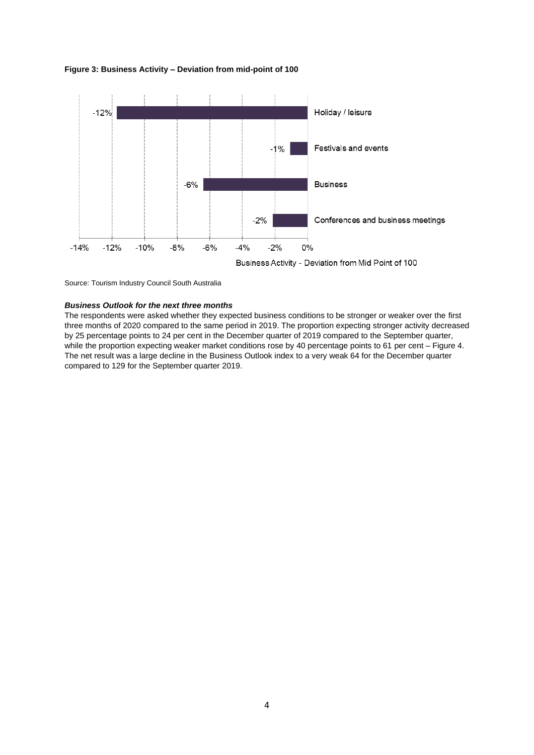**Figure 3: Business Activity – Deviation from mid-point of 100**

Source: Tourism Industry Council South Australia

***Business Outlook for the next three months***

The respondents were asked whether they expected business conditions to be stronger or weaker over the first three months of 2020 compared to the same period in 2019. The proportion expecting stronger activity decreased by 25 percentage points to 24 per cent in the December quarter of 2019 compared to the September quarter, while the proportion expecting weaker market conditions rose by 40 percentage points to 61 per cent – Figure 4. The net result was a large decline in the Business Outlook index to a very weak 64 for the December quarter compared to 129 for the September quarter 2019.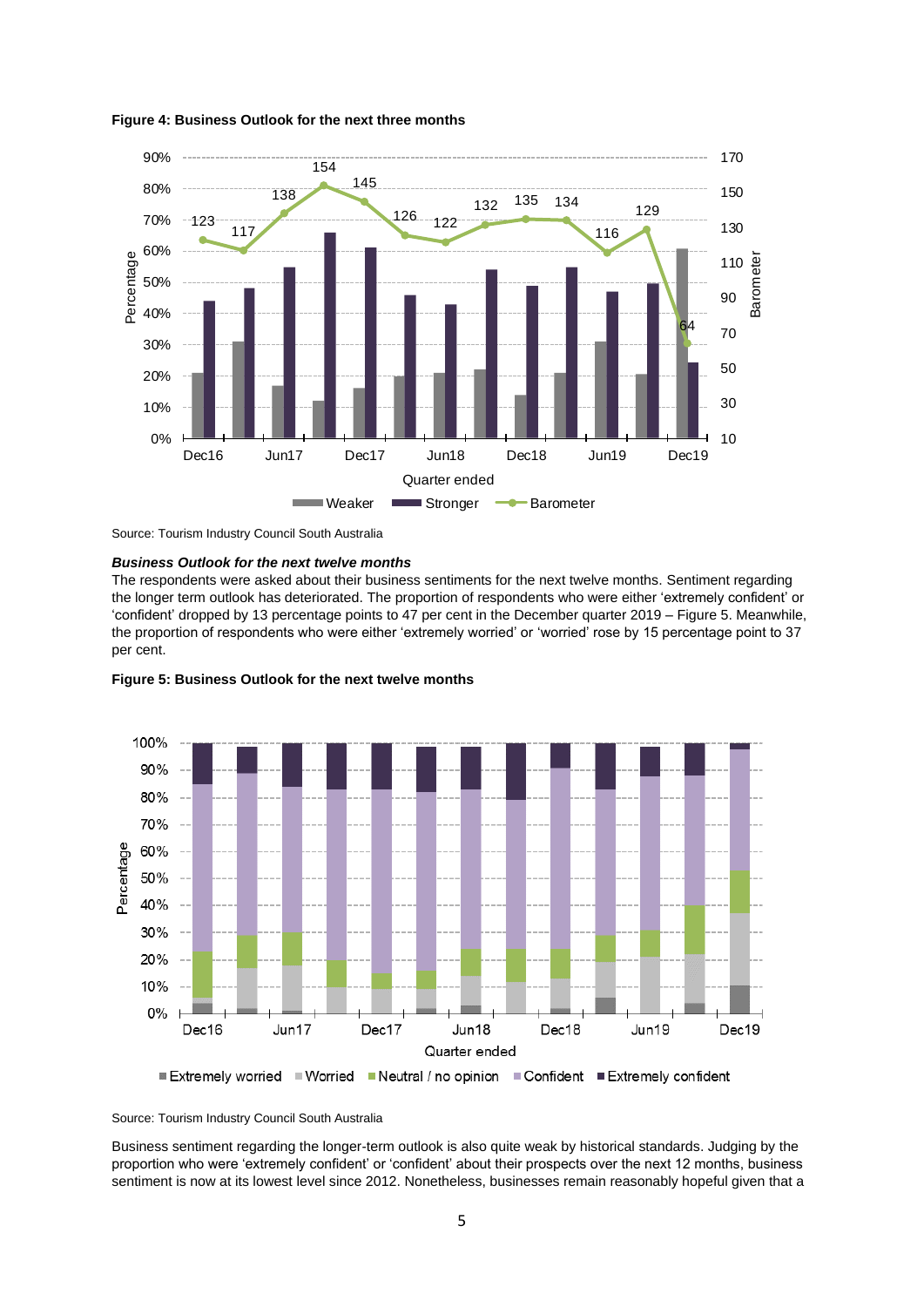**Figure 4: Business Outlook for the next three months**

Source: Tourism Industry Council South Australia

***Business Outlook for the next twelve months***

The respondents were asked about their business sentiments for the next twelve months. Sentiment regarding the longer term outlook has deteriorated. The proportion of respondents who were either 'extremely confident' or 'confident' dropped by 13 percentage points to 47 per cent in the December quarter 2019 – Figure 5. Meanwhile, the proportion of respondents who were either 'extremely worried' or 'worried' rose by 15 percentage point to 37 per cent.

**Figure 5: Business Outlook for the next twelve months**

Source: Tourism Industry Council South Australia

Business sentiment regarding the longer-term outlook is also quite weak by historical standards. Judging by the proportion who were 'extremely confident' or 'confident' about their prospects over the next 12 months, business sentiment is now at its lowest level since 2012. Nonetheless, businesses remain reasonably hopeful given that a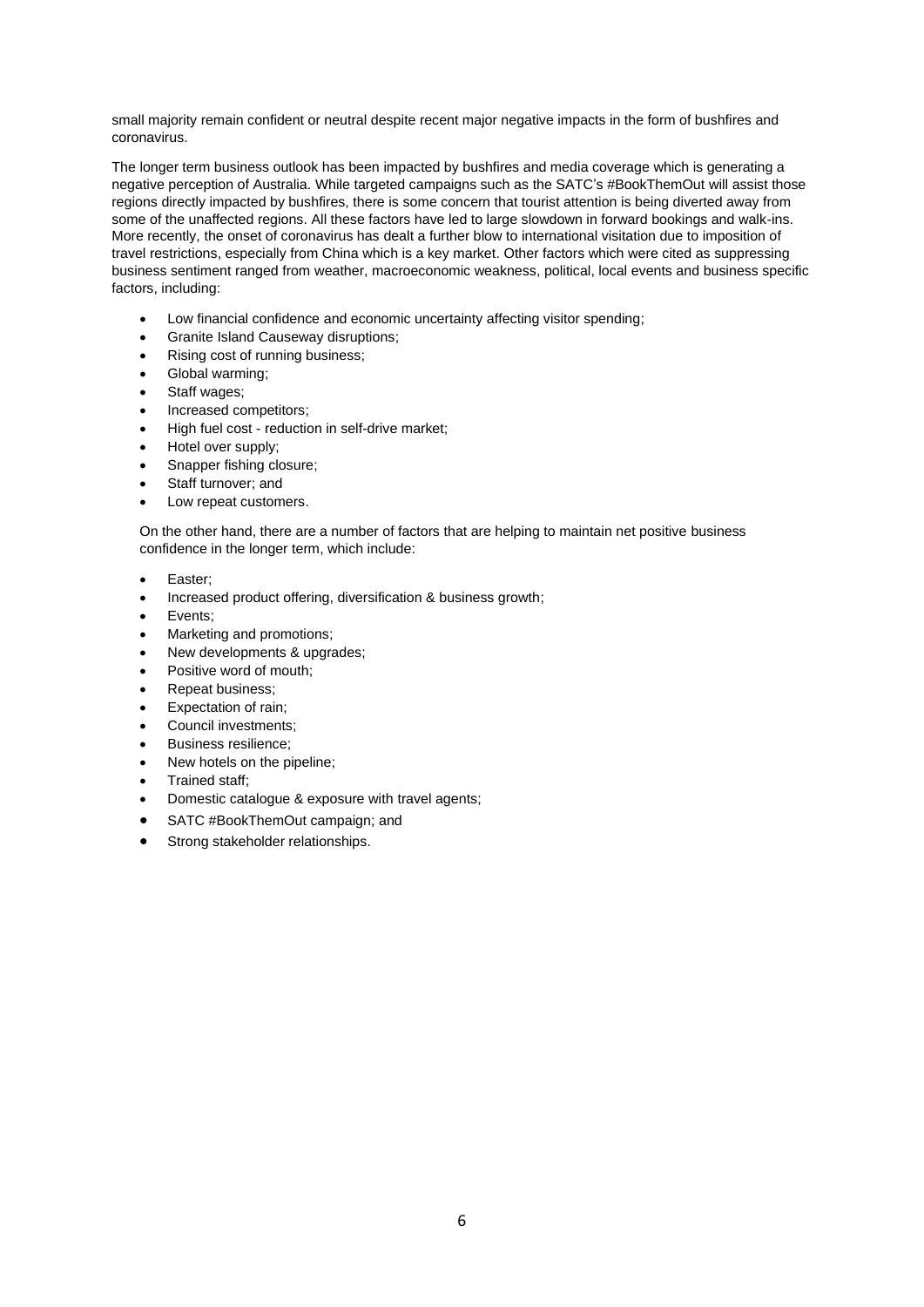small majority remain confident or neutral despite recent major negative impacts in the form of bushfires and coronavirus.

The longer term business outlook has been impacted by bushfires and media coverage which is generating a negative perception of Australia. While targeted campaigns such as the SATC's #BookThemOut will assist those regions directly impacted by bushfires, there is some concern that tourist attention is being diverted away from some of the unaffected regions. All these factors have led to large slowdown in forward bookings and walk-ins. More recently, the onset of coronavirus has dealt a further blow to international visitation due to imposition of travel restrictions, especially from China which is a key market. Other factors which were cited as suppressing business sentiment ranged from weather, macroeconomic weakness, political, local events and business specific factors, including:

- Low financial confidence and economic uncertainty affecting visitor spending;
- Granite Island Causeway disruptions;
- Rising cost of running business;
- Global warming;
- Staff wages;
- Increased competitors;
- High fuel cost - reduction in self-drive market;
- Hotel over supply;
- Snapper fishing closure;
- Staff turnover; and
- Low repeat customers.

On the other hand, there are a number of factors that are helping to maintain net positive business confidence in the longer term, which include:

- Easter;
- Increased product offering, diversification & business growth;
- Events;
- Marketing and promotions;
- New developments & upgrades;
- Positive word of mouth;
- Repeat business;
- Expectation of rain;
- Council investments;
- Business resilience;
- New hotels on the pipeline;
- Trained staff;
- Domestic catalogue & exposure with travel agents;
- SATC #BookThemOut campaign; and
- Strong stakeholder relationships.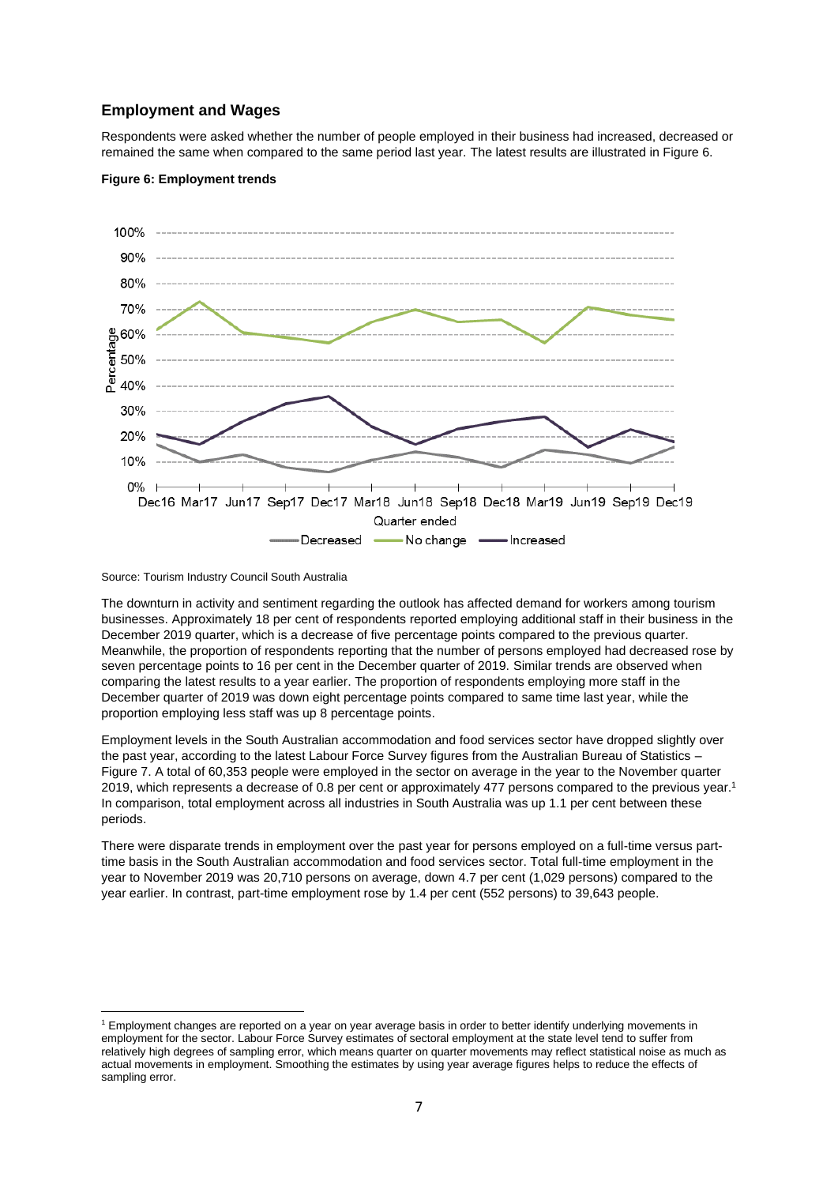## Employment and Wages

Respondents were asked whether the number of people employed in their business had increased, decreased or remained the same when compared to the same period last year. The latest results are illustrated in Figure 6.

**Figure 6: Employment trends**

Source: Tourism Industry Council South Australia

The downturn in activity and sentiment regarding the outlook has affected demand for workers among tourism businesses. Approximately 18 per cent of respondents reported employing additional staff in their business in the December 2019 quarter, which is a decrease of five percentage points compared to the previous quarter. Meanwhile, the proportion of respondents reporting that the number of persons employed had decreased rose by seven percentage points to 16 per cent in the December quarter of 2019. Similar trends are observed when comparing the latest results to a year earlier. The proportion of respondents employing more staff in the December quarter of 2019 was down eight percentage points compared to same time last year, while the proportion employing less staff was up 8 percentage points.

Employment levels in the South Australian accommodation and food services sector have dropped slightly over the past year, according to the latest Labour Force Survey figures from the Australian Bureau of Statistics – Figure 7. A total of 60,353 people were employed in the sector on average in the year to the November quarter 2019, which represents a decrease of 0.8 per cent or approximately 477 persons compared to the previous year.[1] In comparison, total employment across all industries in South Australia was up 1.1 per cent between these periods.

There were disparate trends in employment over the past year for persons employed on a full-time versus part-time basis in the South Australian accommodation and food services sector. Total full-time employment in the year to November 2019 was 20,710 persons on average, down 4.7 per cent (1,029 persons) compared to the year earlier. In contrast, part-time employment rose by 1.4 per cent (552 persons) to 39,643 people.

---

[1] Employment changes are reported on a year on year average basis in order to better identify underlying movements in employment for the sector. Labour Force Survey estimates of sectoral employment at the state level tend to suffer from relatively high degrees of sampling error, which means quarter on quarter movements may reflect statistical noise as much as actual movements in employment. Smoothing the estimates by using year average figures helps to reduce the effects of sampling error.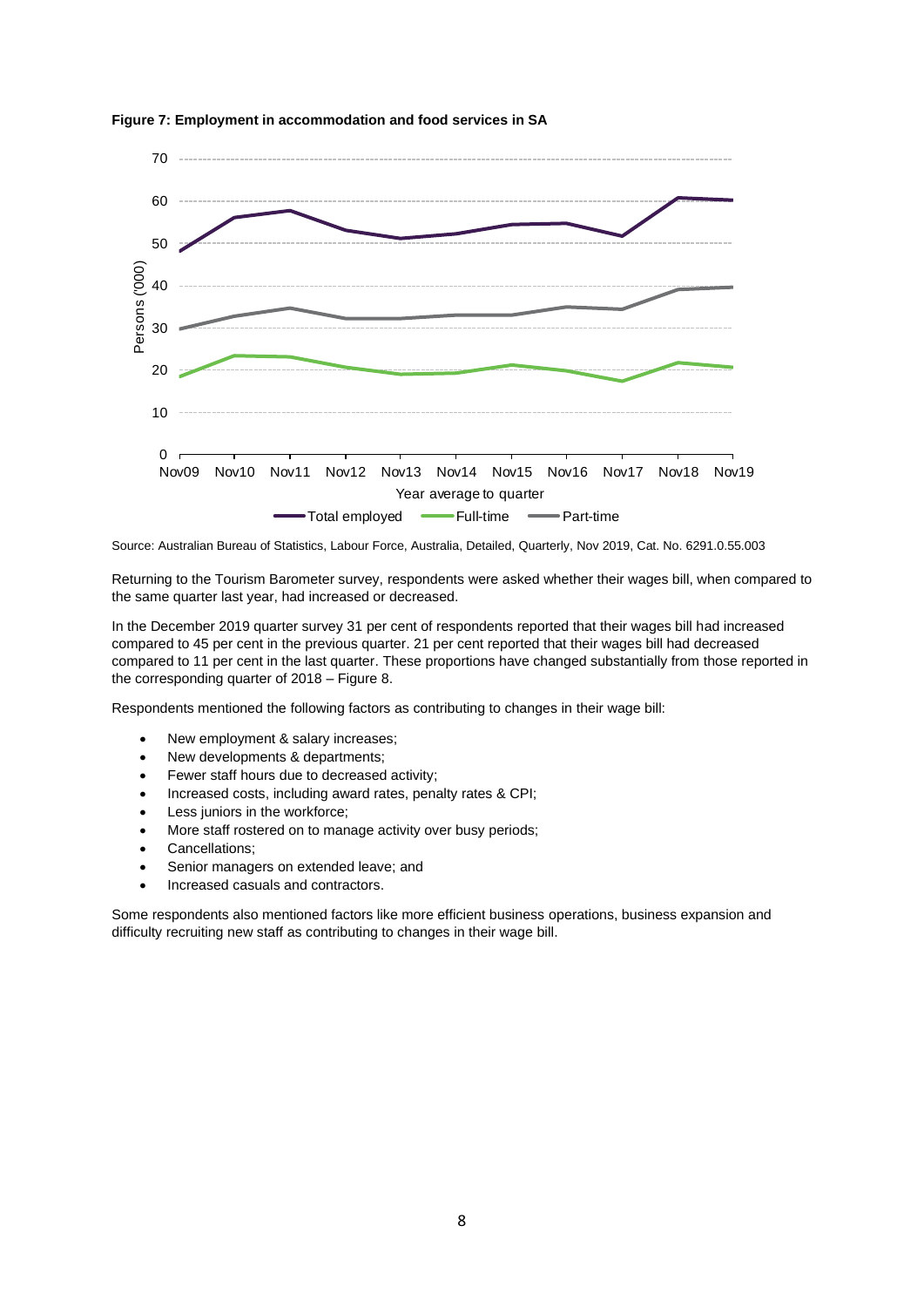**Figure 7: Employment in accommodation and food services in SA**

Source: Australian Bureau of Statistics, Labour Force, Australia, Detailed, Quarterly, Nov 2019, Cat. No. 6291.0.55.003

Returning to the Tourism Barometer survey, respondents were asked whether their wages bill, when compared to the same quarter last year, had increased or decreased.

In the December 2019 quarter survey 31 per cent of respondents reported that their wages bill had increased compared to 45 per cent in the previous quarter. 21 per cent reported that their wages bill had decreased compared to 11 per cent in the last quarter. These proportions have changed substantially from those reported in the corresponding quarter of 2018 – Figure 8.

Respondents mentioned the following factors as contributing to changes in their wage bill:

- New employment & salary increases;
- New developments & departments;
- Fewer staff hours due to decreased activity;
- Increased costs, including award rates, penalty rates & CPI;
- Less juniors in the workforce;
- More staff rostered on to manage activity over busy periods;
- Cancellations;
- Senior managers on extended leave; and
- Increased casuals and contractors.

Some respondents also mentioned factors like more efficient business operations, business expansion and difficulty recruiting new staff as contributing to changes in their wage bill.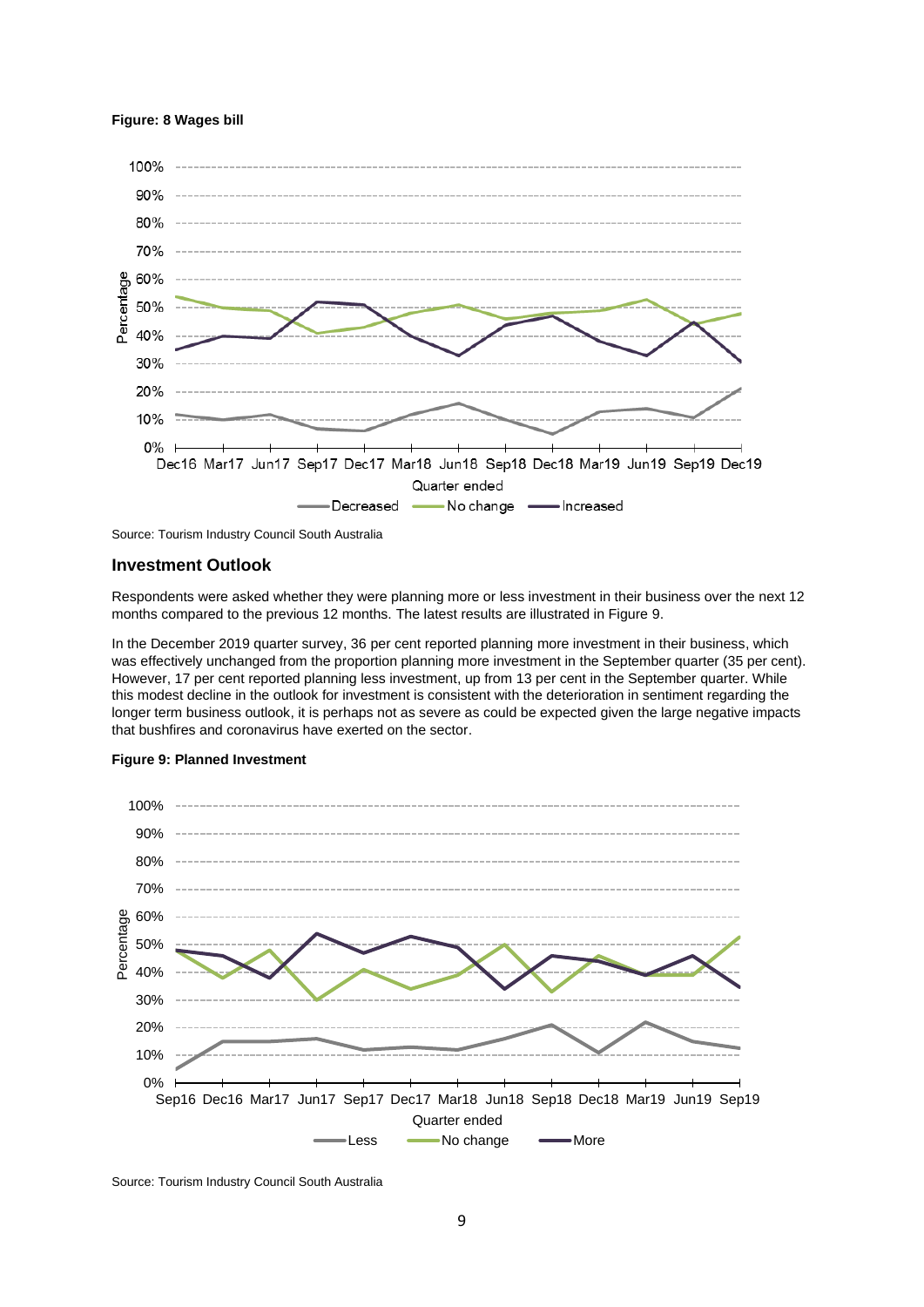**Figure: 8 Wages bill**

Source: Tourism Industry Council South Australia

## Investment Outlook

Respondents were asked whether they were planning more or less investment in their business over the next 12 months compared to the previous 12 months. The latest results are illustrated in Figure 9.

In the December 2019 quarter survey, 36 per cent reported planning more investment in their business, which was effectively unchanged from the proportion planning more investment in the September quarter (35 per cent). However, 17 per cent reported planning less investment, up from 13 per cent in the September quarter. While this modest decline in the outlook for investment is consistent with the deterioration in sentiment regarding the longer term business outlook, it is perhaps not as severe as could be expected given the large negative impacts that bushfires and coronavirus have exerted on the sector.

**Figure 9: Planned Investment**

Source: Tourism Industry Council South Australia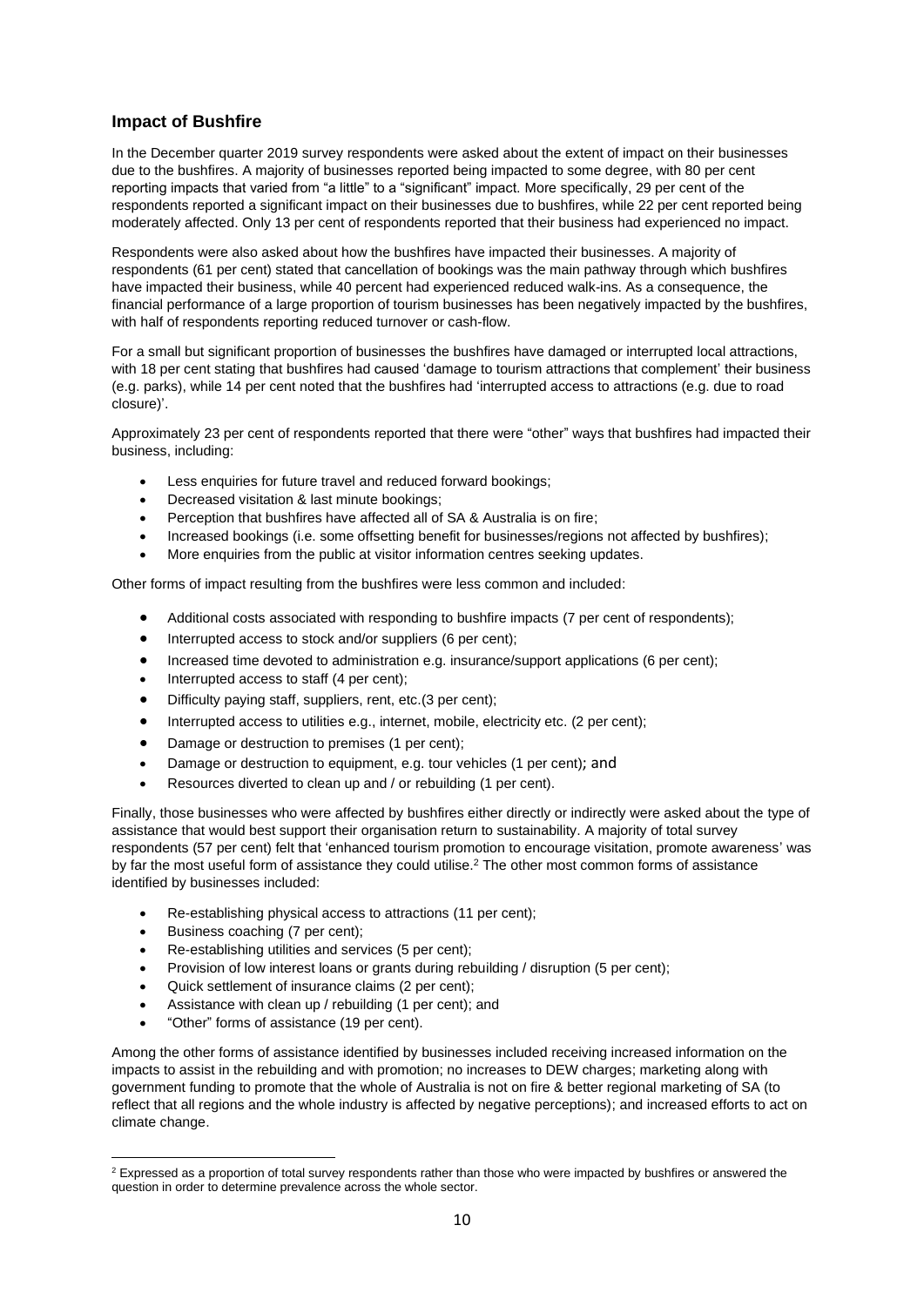## Impact of Bushfire

In the December quarter 2019 survey respondents were asked about the extent of impact on their businesses due to the bushfires. A majority of businesses reported being impacted to some degree, with 80 per cent reporting impacts that varied from "a little" to a "significant" impact. More specifically, 29 per cent of the respondents reported a significant impact on their businesses due to bushfires, while 22 per cent reported being moderately affected. Only 13 per cent of respondents reported that their business had experienced no impact.

Respondents were also asked about how the bushfires have impacted their businesses. A majority of respondents (61 per cent) stated that cancellation of bookings was the main pathway through which bushfires have impacted their business, while 40 percent had experienced reduced walk-ins. As a consequence, the financial performance of a large proportion of tourism businesses has been negatively impacted by the bushfires, with half of respondents reporting reduced turnover or cash-flow.

For a small but significant proportion of businesses the bushfires have damaged or interrupted local attractions, with 18 per cent stating that bushfires had caused 'damage to tourism attractions that complement' their business (e.g. parks), while 14 per cent noted that the bushfires had 'interrupted access to attractions (e.g. due to road closure)'.

Approximately 23 per cent of respondents reported that there were "other" ways that bushfires had impacted their business, including:

- Less enquiries for future travel and reduced forward bookings;
- Decreased visitation & last minute bookings;
- Perception that bushfires have affected all of SA & Australia is on fire;
- Increased bookings (i.e. some offsetting benefit for businesses/regions not affected by bushfires);
- More enquiries from the public at visitor information centres seeking updates.

Other forms of impact resulting from the bushfires were less common and included:

- Additional costs associated with responding to bushfire impacts (7 per cent of respondents);
- Interrupted access to stock and/or suppliers (6 per cent);
- Increased time devoted to administration e.g. insurance/support applications (6 per cent);
- Interrupted access to staff (4 per cent);
- Difficulty paying staff, suppliers, rent, etc.(3 per cent);
- Interrupted access to utilities e.g., internet, mobile, electricity etc. (2 per cent);
- Damage or destruction to premises (1 per cent);
- Damage or destruction to equipment, e.g. tour vehicles (1 per cent); and
- Resources diverted to clean up and / or rebuilding (1 per cent).

Finally, those businesses who were affected by bushfires either directly or indirectly were asked about the type of assistance that would best support their organisation return to sustainability. A majority of total survey respondents (57 per cent) felt that 'enhanced tourism promotion to encourage visitation, promote awareness' was by far the most useful form of assistance they could utilise.[2] The other most common forms of assistance identified by businesses included:

- Re-establishing physical access to attractions (11 per cent);
- Business coaching (7 per cent);
- Re-establishing utilities and services (5 per cent);
- Provision of low interest loans or grants during rebuilding / disruption (5 per cent);
- Quick settlement of insurance claims (2 per cent);
- Assistance with clean up / rebuilding (1 per cent); and
- "Other" forms of assistance (19 per cent).

Among the other forms of assistance identified by businesses included receiving increased information on the impacts to assist in the rebuilding and with promotion; no increases to DEW charges; marketing along with government funding to promote that the whole of Australia is not on fire & better regional marketing of SA (to reflect that all regions and the whole industry is affected by negative perceptions); and increased efforts to act on climate change.

[2] Expressed as a proportion of total survey respondents rather than those who were impacted by bushfires or answered the question in order to determine prevalence across the whole sector.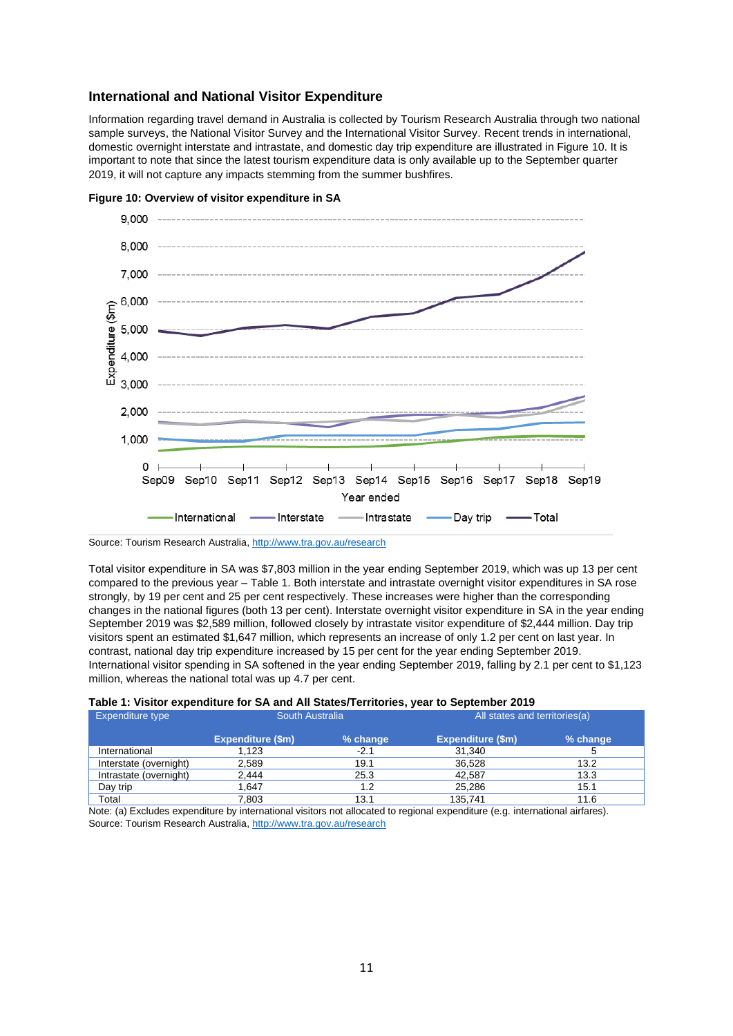## International and National Visitor Expenditure

Information regarding travel demand in Australia is collected by Tourism Research Australia through two national sample surveys, the National Visitor Survey and the International Visitor Survey. Recent trends in international, domestic overnight interstate and intrastate, and domestic day trip expenditure are illustrated in Figure 10. It is important to note that since the latest tourism expenditure data is only available up to the September quarter 2019, it will not capture any impacts stemming from the summer bushfires.

**Figure 10: Overview of visitor expenditure in SA**

Source: Tourism Research Australia, http://www.tra.gov.au/research

Total visitor expenditure in SA was $7,803 million in the year ending September 2019, which was up 13 per cent compared to the previous year – Table 1. Both interstate and intrastate overnight visitor expenditures in SA rose strongly, by 19 per cent and 25 per cent respectively. These increases were higher than the corresponding changes in the national figures (both 13 per cent). Interstate overnight visitor expenditure in SA in the year ending September 2019 was $2,589 million, followed closely by intrastate visitor expenditure of $2,444 million. Day trip visitors spent an estimated $1,647 million, which represents an increase of only 1.2 per cent on last year. In contrast, national day trip expenditure increased by 15 per cent for the year ending September 2019. International visitor spending in SA softened in the year ending September 2019, falling by 2.1 per cent to $1,123 million, whereas the national total was up by 4.7 per cent.

**Table 1: Visitor expenditure for SA and All States/Territories, year to September 2019**

| Expenditure type | South Australia | | All states and territories(a) | |
|---|---|---|---|---|
| | **Expenditure ($m)** | **% change** | **Expenditure ($m)** | **% change** |
| International | 1,123 | -2.1 | 31,340 | 5 |
| Interstate (overnight) | 2,589 | 19.1 | 36,528 | 13.2 |
| Intrastate (overnight) | 2,444 | 25.3 | 42,587 | 13.3 |
| Day trip | 1,647 | 1.2 | 25,286 | 15.1 |
| Total | 7,803 | 13.1 | 135,741 | 11.6 |

Note: (a) Excludes expenditure by international visitors not allocated to regional expenditure (e.g. international airfares).
Source: Tourism Research Australia, http://www.tra.gov.au/research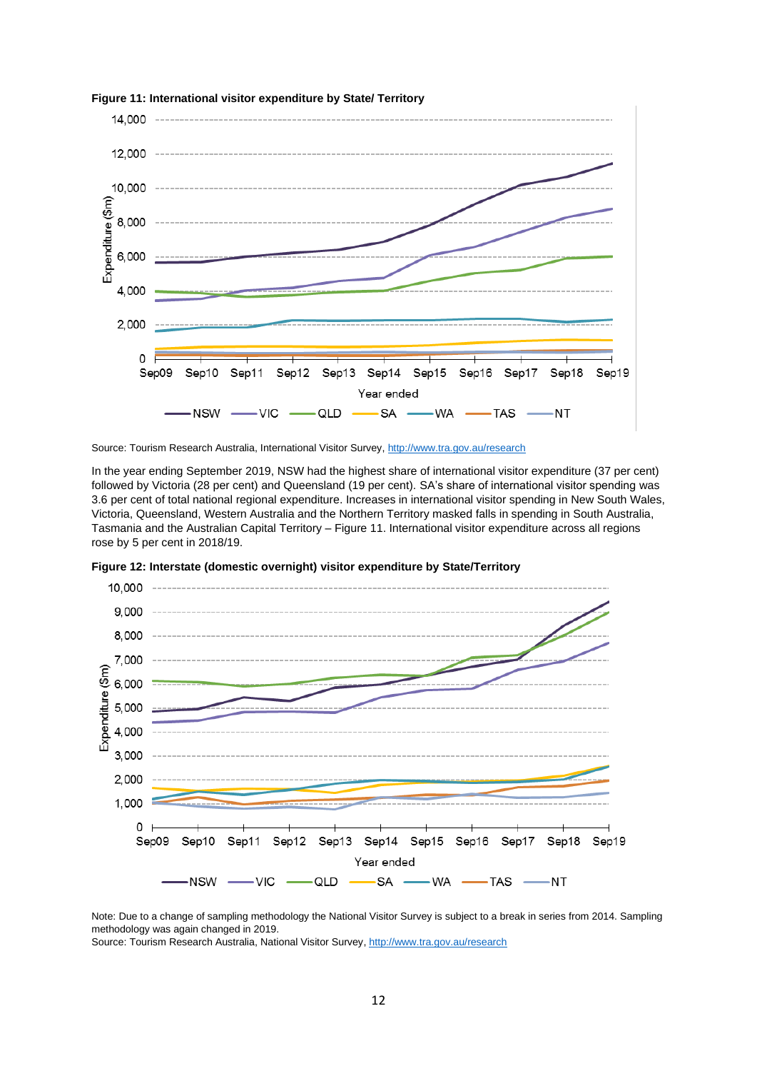**Figure 11: International visitor expenditure by State/ Territory**

Source: Tourism Research Australia, International Visitor Survey, http://www.tra.gov.au/research

In the year ending September 2019, NSW had the highest share of international visitor expenditure (37 per cent) followed by Victoria (28 per cent) and Queensland (19 per cent). SA's share of international visitor spending was 3.6 per cent of total national regional expenditure. Increases in international visitor spending in New South Wales, Victoria, Queensland, Western Australia and the Northern Territory masked falls in spending in South Australia, Tasmania and the Australian Capital Territory – Figure 11. International visitor expenditure across all regions rose by 5 per cent in 2018/19.

**Figure 12: Interstate (domestic overnight) visitor expenditure by State/Territory**

Note: Due to a change of sampling methodology the National Visitor Survey is subject to a break in series from 2014. Sampling methodology was again changed in 2019.

Source: Tourism Research Australia, National Visitor Survey, http://www.tra.gov.au/research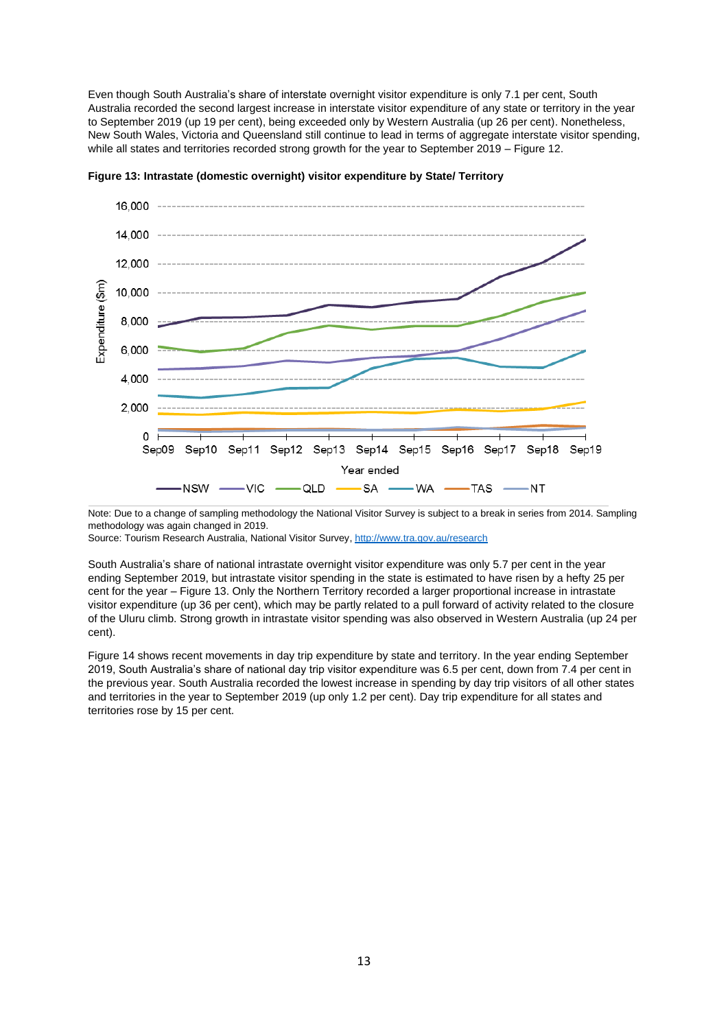Even though South Australia's share of interstate overnight visitor expenditure is only 7.1 per cent, South Australia recorded the second largest increase in interstate visitor expenditure of any state or territory in the year to September 2019 (up 19 per cent), being exceeded only by Western Australia (up 26 per cent). Nonetheless, New South Wales, Victoria and Queensland still continue to lead in terms of aggregate interstate visitor spending, while all states and territories recorded strong growth for the year to September 2019 – Figure 12.

**Figure 13: Intrastate (domestic overnight) visitor expenditure by State/ Territory**

Note: Due to a change of sampling methodology the National Visitor Survey is subject to a break in series from 2014. Sampling methodology was again changed in 2019.
Source: Tourism Research Australia, National Visitor Survey, http://www.tra.gov.au/research

South Australia's share of national intrastate overnight visitor expenditure was only 5.7 per cent in the year ending September 2019, but intrastate visitor spending in the state is estimated to have risen by a hefty 25 per cent for the year – Figure 13. Only the Northern Territory recorded a larger proportional increase in intrastate visitor expenditure (up 36 per cent), which may be partly related to a pull forward of activity related to the closure of the Uluru climb. Strong growth in intrastate visitor spending was also observed in Western Australia (up 24 per cent).

Figure 14 shows recent movements in day trip expenditure by state and territory. In the year ending September 2019, South Australia's share of national day trip visitor expenditure was 6.5 per cent, down from 7.4 per cent in the previous year. South Australia recorded the lowest increase in spending by day trip visitors of all other states and territories in the year to September 2019 (up only 1.2 per cent). Day trip expenditure for all states and territories rose by 15 per cent.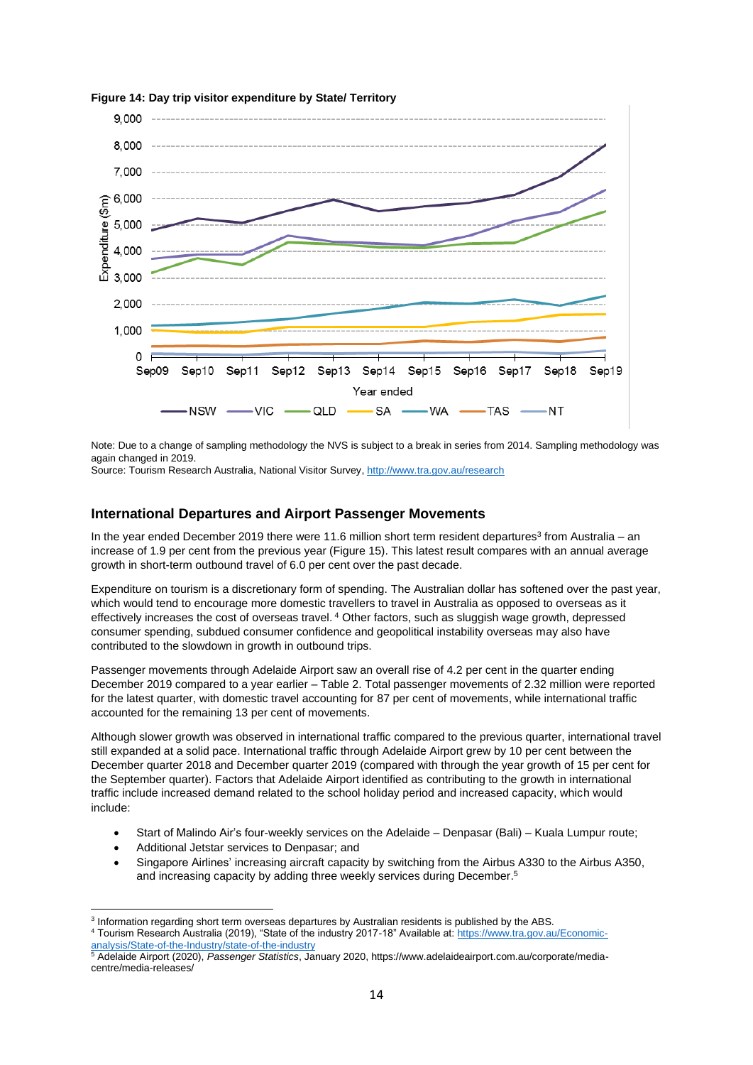**Figure 14: Day trip visitor expenditure by State/ Territory**

Note: Due to a change of sampling methodology the NVS is subject to a break in series from 2014. Sampling methodology was again changed in 2019.
Source: Tourism Research Australia, National Visitor Survey, http://www.tra.gov.au/research

## International Departures and Airport Passenger Movements

In the year ended December 2019 there were 11.6 million short term resident departures[3] from Australia – an increase of 1.9 per cent from the previous year (Figure 15). This latest result compares with an annual average growth in short-term outbound travel of 6.0 per cent over the past decade.

Expenditure on tourism is a discretionary form of spending. The Australian dollar has softened over the past year, which would tend to encourage more domestic travellers to travel in Australia as opposed to overseas as it effectively increases the cost of overseas travel. [4] Other factors, such as sluggish wage growth, depressed consumer spending, subdued consumer confidence and geopolitical instability overseas may also have contributed to the slowdown in growth in outbound trips.

Passenger movements through Adelaide Airport saw an overall rise of 4.2 per cent in the quarter ending December 2019 compared to a year earlier – Table 2. Total passenger movements of 2.32 million were reported for the latest quarter, with domestic travel accounting for 87 per cent of movements, while international traffic accounted for the remaining 13 per cent of movements.

Although slower growth was observed in international traffic compared to the previous quarter, international travel still expanded at a solid pace. International traffic through Adelaide Airport grew by 10 per cent between the December quarter 2018 and December quarter 2019 (compared with through the year growth of 15 per cent for the September quarter). Factors that Adelaide Airport identified as contributing to the growth in international traffic include increased demand related to the school holiday period and increased capacity, which would include:

- Start of Malindo Air's four-weekly services on the Adelaide – Denpasar (Bali) – Kuala Lumpur route;
- Additional Jetstar services to Denpasar; and
- Singapore Airlines' increasing aircraft capacity by switching from the Airbus A330 to the Airbus A350, and increasing capacity by adding three weekly services during December.[5]

---

[3] Information regarding short term overseas departures by Australian residents is published by the ABS.
[4] Tourism Research Australia (2019), "State of the industry 2017-18" Available at: https://www.tra.gov.au/Economic-analysis/State-of-the-Industry/state-of-the-industry
[5] Adelaide Airport (2020), *Passenger Statistics*, January 2020, https://www.adelaideairport.com.au/corporate/media-centre/media-releases/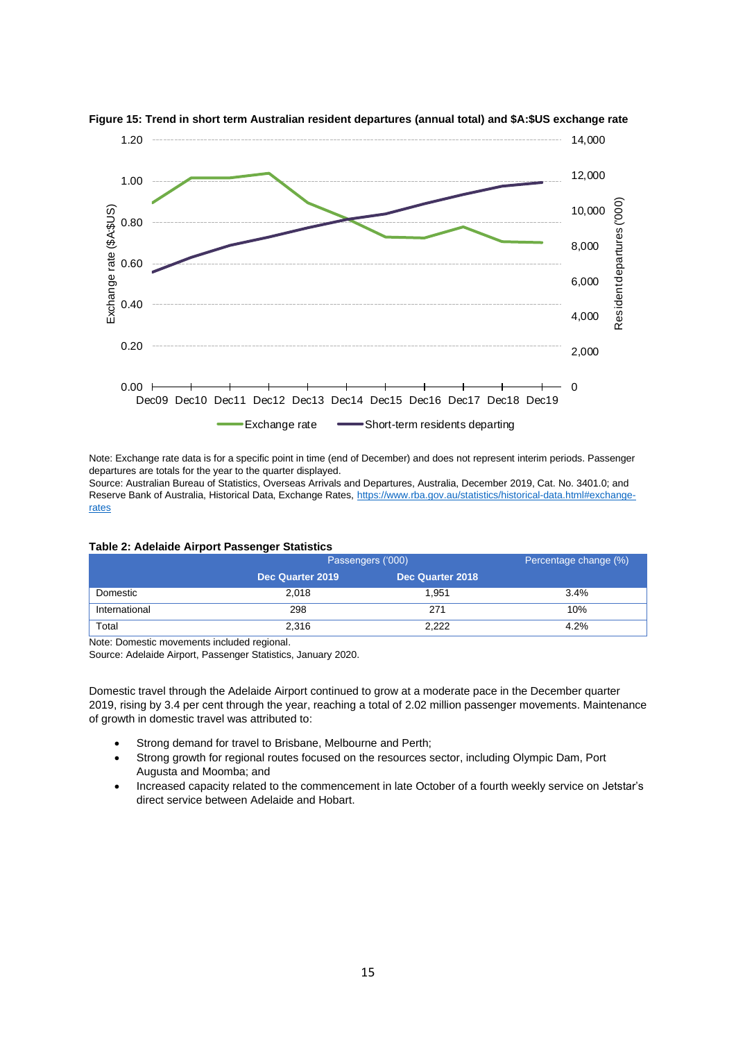**Figure 15: Trend in short term Australian resident departures (annual total) and $A:$US exchange rate**

1.20
1.00
0.80
0.60
0.40
0.20
0.00

Exchange rate ($A:$US)

14,000
12,000
10,000
8,000
6,000
4,000
2,000
0

Residentdepartures ('000)

Dec09 Dec10 Dec11 Dec12 Dec13 Dec14 Dec15 Dec16 Dec17 Dec18 Dec19

Exchange rate — Short-term residents departing

Note: Exchange rate data is for a specific point in time (end of December) and does not represent interim periods. Passenger departures are totals for the year to the quarter displayed.
Source: Australian Bureau of Statistics, Overseas Arrivals and Departures, Australia, December 2019, Cat. No. 3401.0; and Reserve Bank of Australia, Historical Data, Exchange Rates, https://www.rba.gov.au/statistics/historical-data.html#exchange-rates

**Table 2: Adelaide Airport Passenger Statistics**

| | Passengers ('000) | | Percentage change (%) |
|---|---|---|---|
| | **Dec Quarter 2019** | **Dec Quarter 2018** | |
| Domestic | 2,018 | 1,951 | 3.4% |
| International | 298 | 271 | 10% |
| Total | 2,316 | 2,222 | 4.2% |

Note: Domestic movements included regional.
Source: Adelaide Airport, Passenger Statistics, January 2020.

Domestic travel through the Adelaide Airport continued to grow at a moderate pace in the December quarter 2019, rising by 3.4 per cent through the year, reaching a total of 2.02 million passenger movements. Maintenance of growth in domestic travel was attributed to:

- Strong demand for travel to Brisbane, Melbourne and Perth;
- Strong growth for regional routes focused on the resources sector, including Olympic Dam, Port Augusta and Moomba; and
- Increased capacity related to the commencement in late October of a fourth weekly service on Jetstar's direct service between Adelaide and Hobart.